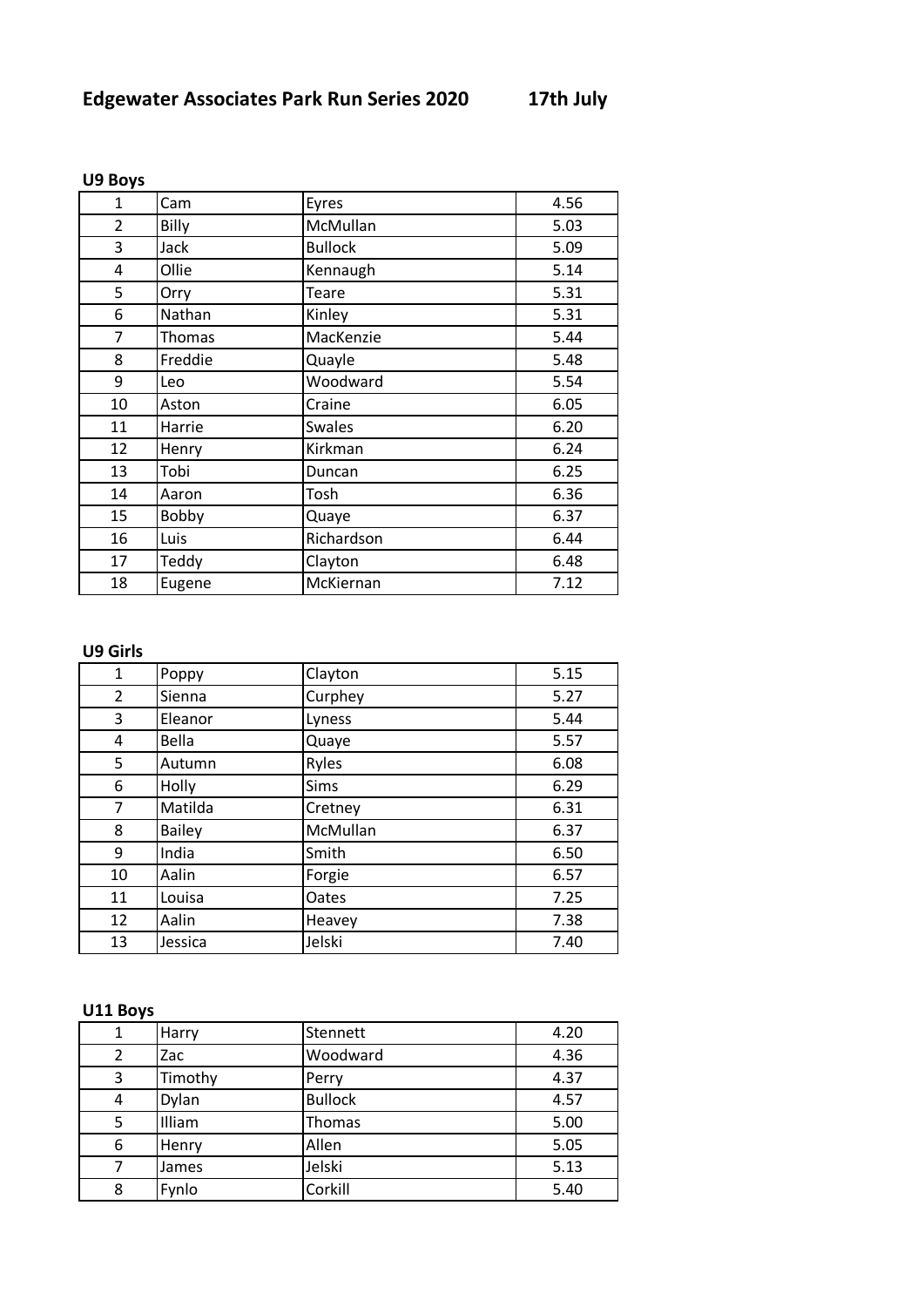# Edgewater Associates Park Run Series 2020 17th July

### U9 Boys

| | | | |
|---|---|---|---|
| 1 | Cam | Eyres | 4.56 |
| 2 | Billy | McMullan | 5.03 |
| 3 | Jack | Bullock | 5.09 |
| 4 | Ollie | Kennaugh | 5.14 |
| 5 | Orry | Teare | 5.31 |
| 6 | Nathan | Kinley | 5.31 |
| 7 | Thomas | MacKenzie | 5.44 |
| 8 | Freddie | Quayle | 5.48 |
| 9 | Leo | Woodward | 5.54 |
| 10 | Aston | Craine | 6.05 |
| 11 | Harrie | Swales | 6.20 |
| 12 | Henry | Kirkman | 6.24 |
| 13 | Tobi | Duncan | 6.25 |
| 14 | Aaron | Tosh | 6.36 |
| 15 | Bobby | Quaye | 6.37 |
| 16 | Luis | Richardson | 6.44 |
| 17 | Teddy | Clayton | 6.48 |
| 18 | Eugene | McKiernan | 7.12 |

### U9 Girls

| | | | |
|---|---|---|---|
| 1 | Poppy | Clayton | 5.15 |
| 2 | Sienna | Curphey | 5.27 |
| 3 | Eleanor | Lyness | 5.44 |
| 4 | Bella | Quaye | 5.57 |
| 5 | Autumn | Ryles | 6.08 |
| 6 | Holly | Sims | 6.29 |
| 7 | Matilda | Cretney | 6.31 |
| 8 | Bailey | McMullan | 6.37 |
| 9 | India | Smith | 6.50 |
| 10 | Aalin | Forgie | 6.57 |
| 11 | Louisa | Oates | 7.25 |
| 12 | Aalin | Heavey | 7.38 |
| 13 | Jessica | Jelski | 7.40 |

### U11 Boys

| | | | |
|---|---|---|---|
| 1 | Harry | Stennett | 4.20 |
| 2 | Zac | Woodward | 4.36 |
| 3 | Timothy | Perry | 4.37 |
| 4 | Dylan | Bullock | 4.57 |
| 5 | Illiam | Thomas | 5.00 |
| 6 | Henry | Allen | 5.05 |
| 7 | James | Jelski | 5.13 |
| 8 | Fynlo | Corkill | 5.40 |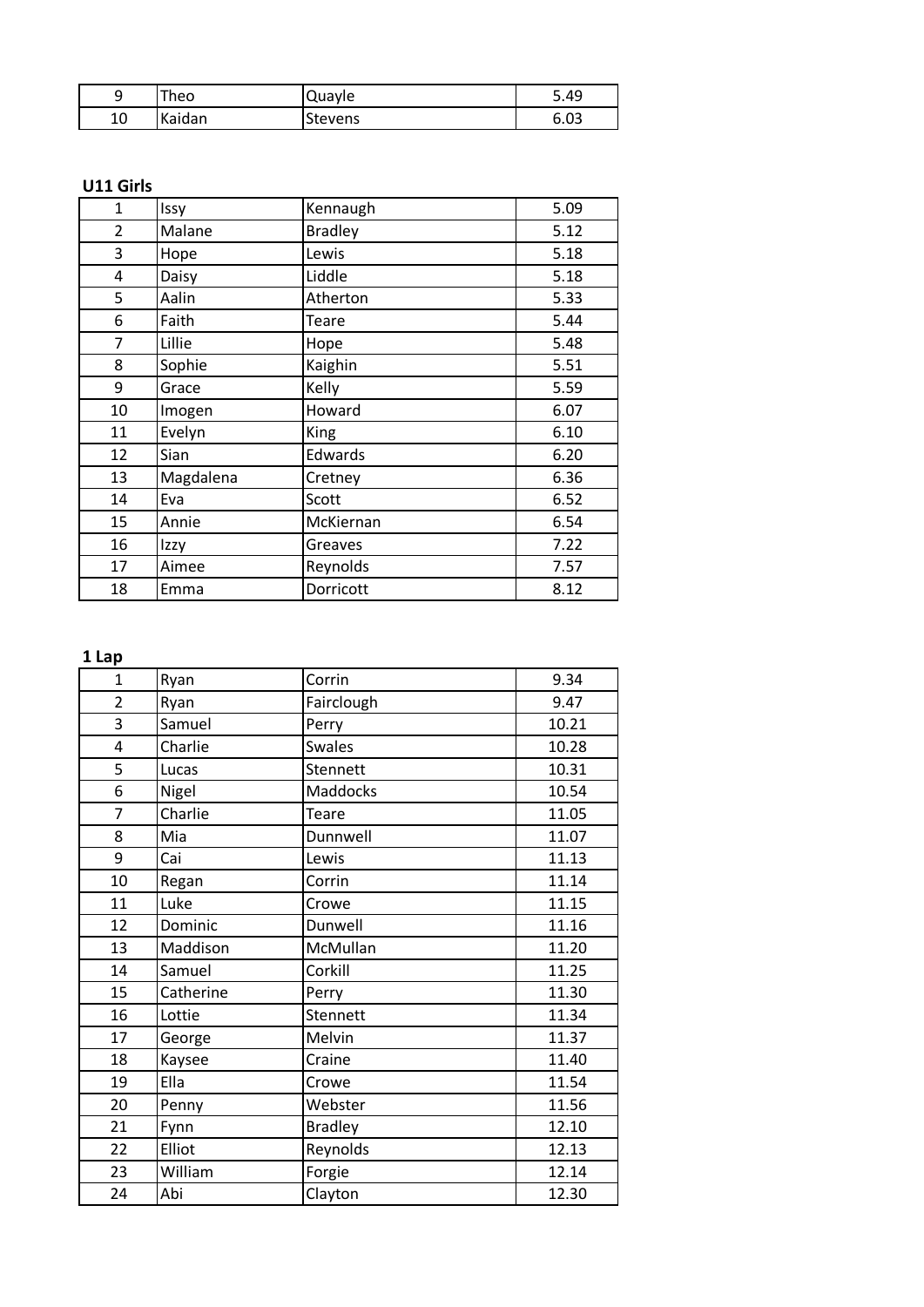| 9 | Theo | Quayle | 5.49 |
|---|---|---|---|
| 10 | Kaidan | Stevens | 6.03 |

**U11 Girls**

| 1 | Issy | Kennaugh | 5.09 |
|---|---|---|---|
| 2 | Malane | Bradley | 5.12 |
| 3 | Hope | Lewis | 5.18 |
| 4 | Daisy | Liddle | 5.18 |
| 5 | Aalin | Atherton | 5.33 |
| 6 | Faith | Teare | 5.44 |
| 7 | Lillie | Hope | 5.48 |
| 8 | Sophie | Kaighin | 5.51 |
| 9 | Grace | Kelly | 5.59 |
| 10 | Imogen | Howard | 6.07 |
| 11 | Evelyn | King | 6.10 |
| 12 | Sian | Edwards | 6.20 |
| 13 | Magdalena | Cretney | 6.36 |
| 14 | Eva | Scott | 6.52 |
| 15 | Annie | McKiernan | 6.54 |
| 16 | Izzy | Greaves | 7.22 |
| 17 | Aimee | Reynolds | 7.57 |
| 18 | Emma | Dorricott | 8.12 |

**1 Lap**

| 1 | Ryan | Corrin | 9.34 |
|---|---|---|---|
| 2 | Ryan | Fairclough | 9.47 |
| 3 | Samuel | Perry | 10.21 |
| 4 | Charlie | Swales | 10.28 |
| 5 | Lucas | Stennett | 10.31 |
| 6 | Nigel | Maddocks | 10.54 |
| 7 | Charlie | Teare | 11.05 |
| 8 | Mia | Dunnwell | 11.07 |
| 9 | Cai | Lewis | 11.13 |
| 10 | Regan | Corrin | 11.14 |
| 11 | Luke | Crowe | 11.15 |
| 12 | Dominic | Dunwell | 11.16 |
| 13 | Maddison | McMullan | 11.20 |
| 14 | Samuel | Corkill | 11.25 |
| 15 | Catherine | Perry | 11.30 |
| 16 | Lottie | Stennett | 11.34 |
| 17 | George | Melvin | 11.37 |
| 18 | Kaysee | Craine | 11.40 |
| 19 | Ella | Crowe | 11.54 |
| 20 | Penny | Webster | 11.56 |
| 21 | Fynn | Bradley | 12.10 |
| 22 | Elliot | Reynolds | 12.13 |
| 23 | William | Forgie | 12.14 |
| 24 | Abi | Clayton | 12.30 |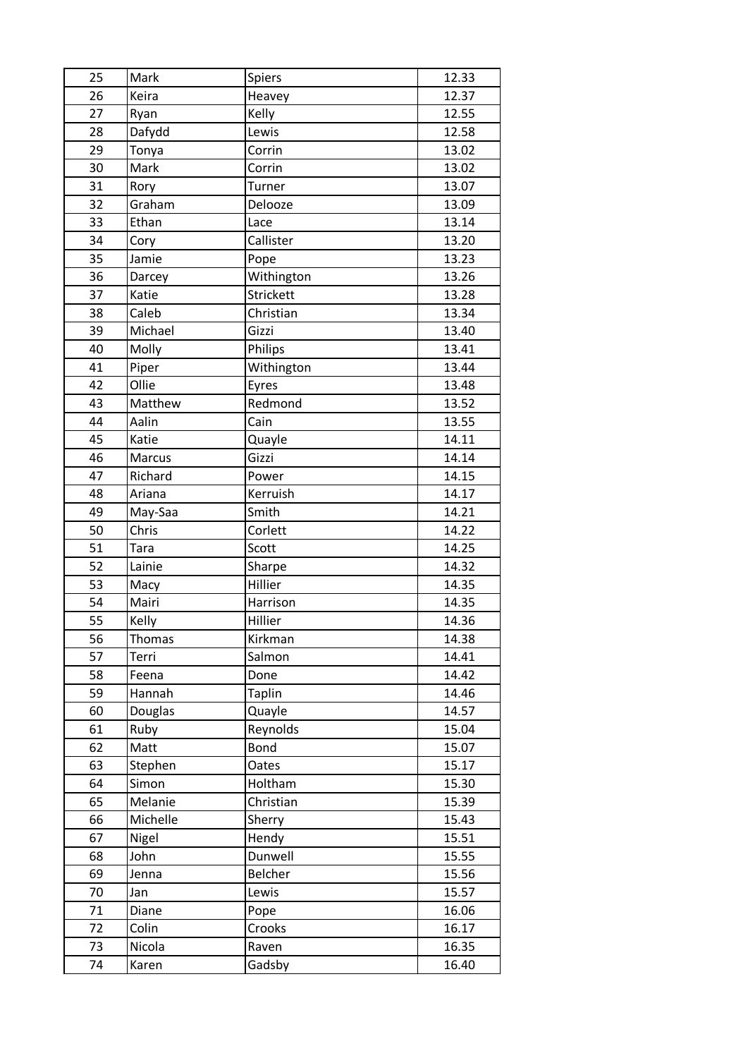| 25 | Mark | Spiers | 12.33 |
|---|---|---|---|
| 26 | Keira | Heavey | 12.37 |
| 27 | Ryan | Kelly | 12.55 |
| 28 | Dafydd | Lewis | 12.58 |
| 29 | Tonya | Corrin | 13.02 |
| 30 | Mark | Corrin | 13.02 |
| 31 | Rory | Turner | 13.07 |
| 32 | Graham | Delooze | 13.09 |
| 33 | Ethan | Lace | 13.14 |
| 34 | Cory | Callister | 13.20 |
| 35 | Jamie | Pope | 13.23 |
| 36 | Darcey | Withington | 13.26 |
| 37 | Katie | Strickett | 13.28 |
| 38 | Caleb | Christian | 13.34 |
| 39 | Michael | Gizzi | 13.40 |
| 40 | Molly | Philips | 13.41 |
| 41 | Piper | Withington | 13.44 |
| 42 | Ollie | Eyres | 13.48 |
| 43 | Matthew | Redmond | 13.52 |
| 44 | Aalin | Cain | 13.55 |
| 45 | Katie | Quayle | 14.11 |
| 46 | Marcus | Gizzi | 14.14 |
| 47 | Richard | Power | 14.15 |
| 48 | Ariana | Kerruish | 14.17 |
| 49 | May-Saa | Smith | 14.21 |
| 50 | Chris | Corlett | 14.22 |
| 51 | Tara | Scott | 14.25 |
| 52 | Lainie | Sharpe | 14.32 |
| 53 | Macy | Hillier | 14.35 |
| 54 | Mairi | Harrison | 14.35 |
| 55 | Kelly | Hillier | 14.36 |
| 56 | Thomas | Kirkman | 14.38 |
| 57 | Terri | Salmon | 14.41 |
| 58 | Feena | Done | 14.42 |
| 59 | Hannah | Taplin | 14.46 |
| 60 | Douglas | Quayle | 14.57 |
| 61 | Ruby | Reynolds | 15.04 |
| 62 | Matt | Bond | 15.07 |
| 63 | Stephen | Oates | 15.17 |
| 64 | Simon | Holtham | 15.30 |
| 65 | Melanie | Christian | 15.39 |
| 66 | Michelle | Sherry | 15.43 |
| 67 | Nigel | Hendy | 15.51 |
| 68 | John | Dunwell | 15.55 |
| 69 | Jenna | Belcher | 15.56 |
| 70 | Jan | Lewis | 15.57 |
| 71 | Diane | Pope | 16.06 |
| 72 | Colin | Crooks | 16.17 |
| 73 | Nicola | Raven | 16.35 |
| 74 | Karen | Gadsby | 16.40 |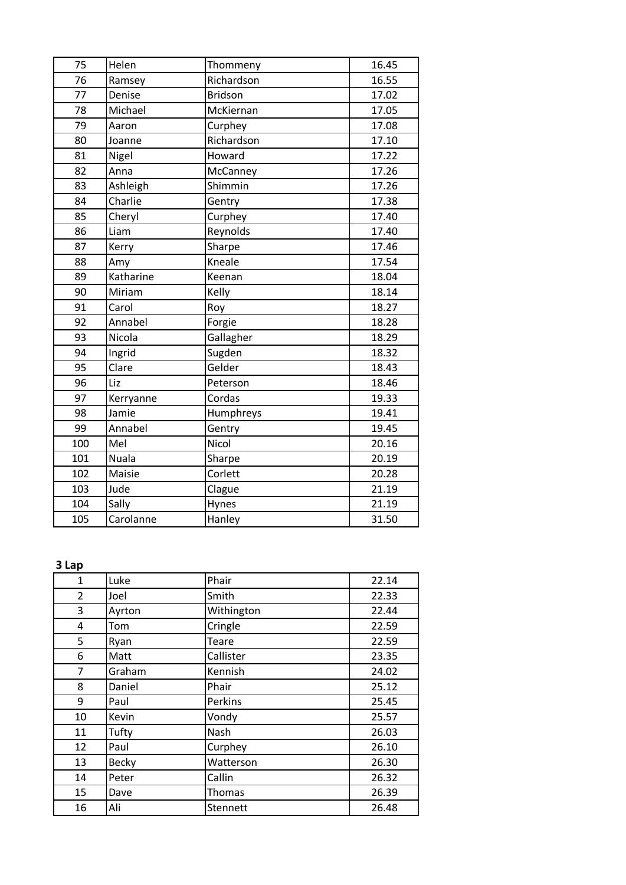| | | | |
|---|---|---|---|
| 75 | Helen | Thommeny | 16.45 |
| 76 | Ramsey | Richardson | 16.55 |
| 77 | Denise | Bridson | 17.02 |
| 78 | Michael | McKiernan | 17.05 |
| 79 | Aaron | Curphey | 17.08 |
| 80 | Joanne | Richardson | 17.10 |
| 81 | Nigel | Howard | 17.22 |
| 82 | Anna | McCanney | 17.26 |
| 83 | Ashleigh | Shimmin | 17.26 |
| 84 | Charlie | Gentry | 17.38 |
| 85 | Cheryl | Curphey | 17.40 |
| 86 | Liam | Reynolds | 17.40 |
| 87 | Kerry | Sharpe | 17.46 |
| 88 | Amy | Kneale | 17.54 |
| 89 | Katharine | Keenan | 18.04 |
| 90 | Miriam | Kelly | 18.14 |
| 91 | Carol | Roy | 18.27 |
| 92 | Annabel | Forgie | 18.28 |
| 93 | Nicola | Gallagher | 18.29 |
| 94 | Ingrid | Sugden | 18.32 |
| 95 | Clare | Gelder | 18.43 |
| 96 | Liz | Peterson | 18.46 |
| 97 | Kerryanne | Cordas | 19.33 |
| 98 | Jamie | Humphreys | 19.41 |
| 99 | Annabel | Gentry | 19.45 |
| 100 | Mel | Nicol | 20.16 |
| 101 | Nuala | Sharpe | 20.19 |
| 102 | Maisie | Corlett | 20.28 |
| 103 | Jude | Clague | 21.19 |
| 104 | Sally | Hynes | 21.19 |
| 105 | Carolanne | Hanley | 31.50 |

**3 Lap**

| | | | |
|---|---|---|---|
| 1 | Luke | Phair | 22.14 |
| 2 | Joel | Smith | 22.33 |
| 3 | Ayrton | Withington | 22.44 |
| 4 | Tom | Cringle | 22.59 |
| 5 | Ryan | Teare | 22.59 |
| 6 | Matt | Callister | 23.35 |
| 7 | Graham | Kennish | 24.02 |
| 8 | Daniel | Phair | 25.12 |
| 9 | Paul | Perkins | 25.45 |
| 10 | Kevin | Vondy | 25.57 |
| 11 | Tufty | Nash | 26.03 |
| 12 | Paul | Curphey | 26.10 |
| 13 | Becky | Watterson | 26.30 |
| 14 | Peter | Callin | 26.32 |
| 15 | Dave | Thomas | 26.39 |
| 16 | Ali | Stennett | 26.48 |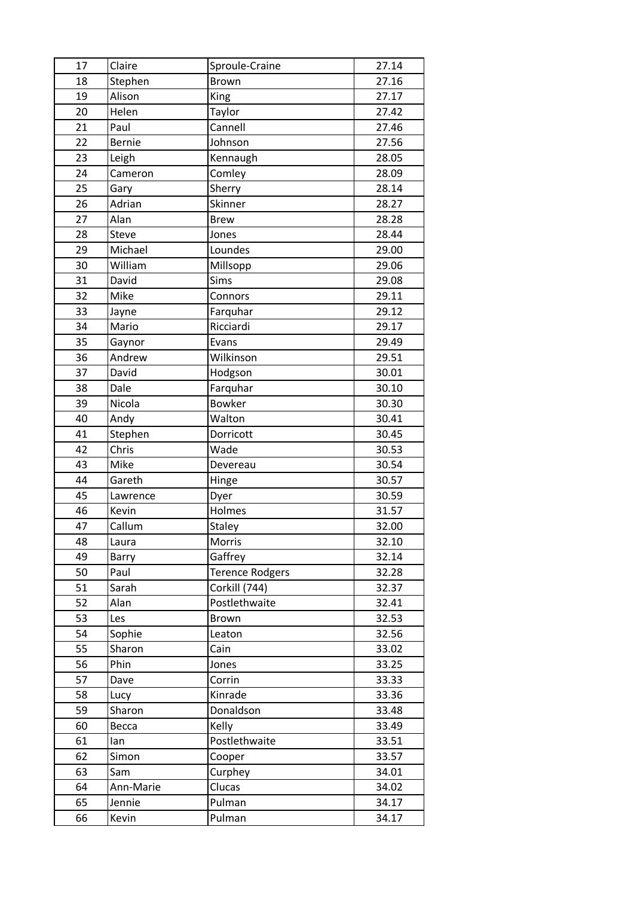| 17 | Claire | Sproule-Craine | 27.14 |
|---|---|---|---|
| 18 | Stephen | Brown | 27.16 |
| 19 | Alison | King | 27.17 |
| 20 | Helen | Taylor | 27.42 |
| 21 | Paul | Cannell | 27.46 |
| 22 | Bernie | Johnson | 27.56 |
| 23 | Leigh | Kennaugh | 28.05 |
| 24 | Cameron | Comley | 28.09 |
| 25 | Gary | Sherry | 28.14 |
| 26 | Adrian | Skinner | 28.27 |
| 27 | Alan | Brew | 28.28 |
| 28 | Steve | Jones | 28.44 |
| 29 | Michael | Loundes | 29.00 |
| 30 | William | Millsopp | 29.06 |
| 31 | David | Sims | 29.08 |
| 32 | Mike | Connors | 29.11 |
| 33 | Jayne | Farquhar | 29.12 |
| 34 | Mario | Ricciardi | 29.17 |
| 35 | Gaynor | Evans | 29.49 |
| 36 | Andrew | Wilkinson | 29.51 |
| 37 | David | Hodgson | 30.01 |
| 38 | Dale | Farquhar | 30.10 |
| 39 | Nicola | Bowker | 30.30 |
| 40 | Andy | Walton | 30.41 |
| 41 | Stephen | Dorricott | 30.45 |
| 42 | Chris | Wade | 30.53 |
| 43 | Mike | Devereau | 30.54 |
| 44 | Gareth | Hinge | 30.57 |
| 45 | Lawrence | Dyer | 30.59 |
| 46 | Kevin | Holmes | 31.57 |
| 47 | Callum | Staley | 32.00 |
| 48 | Laura | Morris | 32.10 |
| 49 | Barry | Gaffrey | 32.14 |
| 50 | Paul | Terence Rodgers | 32.28 |
| 51 | Sarah | Corkill (744) | 32.37 |
| 52 | Alan | Postlethwaite | 32.41 |
| 53 | Les | Brown | 32.53 |
| 54 | Sophie | Leaton | 32.56 |
| 55 | Sharon | Cain | 33.02 |
| 56 | Phin | Jones | 33.25 |
| 57 | Dave | Corrin | 33.33 |
| 58 | Lucy | Kinrade | 33.36 |
| 59 | Sharon | Donaldson | 33.48 |
| 60 | Becca | Kelly | 33.49 |
| 61 | Ian | Postlethwaite | 33.51 |
| 62 | Simon | Cooper | 33.57 |
| 63 | Sam | Curphey | 34.01 |
| 64 | Ann-Marie | Clucas | 34.02 |
| 65 | Jennie | Pulman | 34.17 |
| 66 | Kevin | Pulman | 34.17 |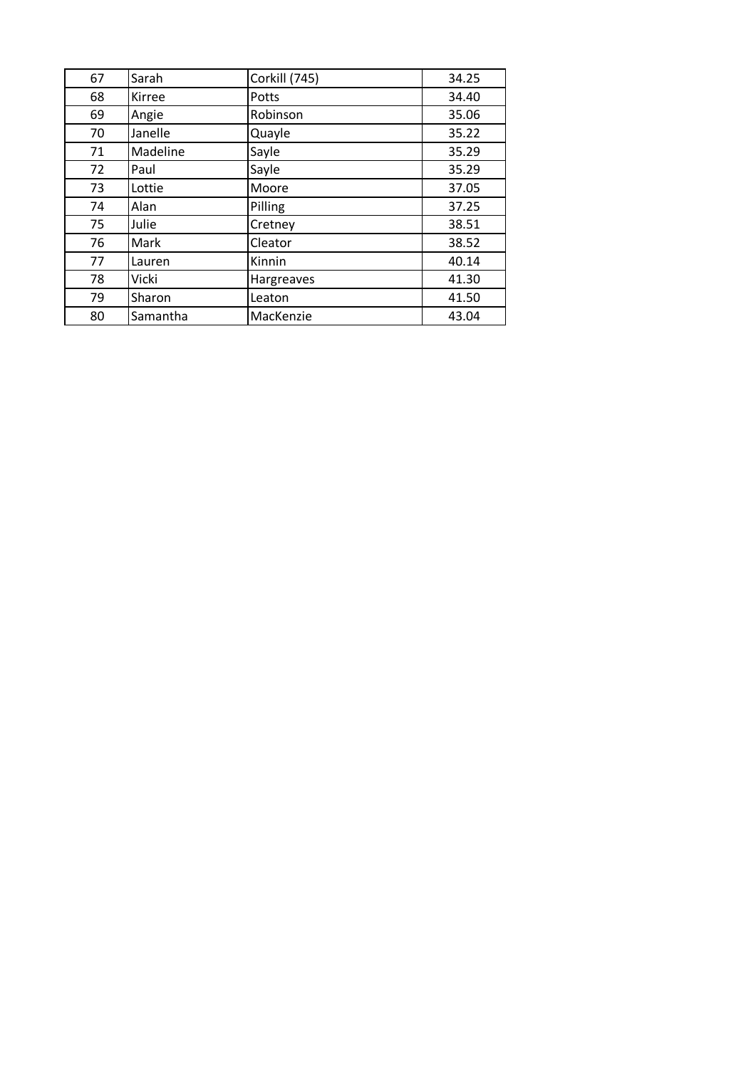| | | | |
|---|---|---|---|
| 67 | Sarah | Corkill (745) | 34.25 |
| 68 | Kirree | Potts | 34.40 |
| 69 | Angie | Robinson | 35.06 |
| 70 | Janelle | Quayle | 35.22 |
| 71 | Madeline | Sayle | 35.29 |
| 72 | Paul | Sayle | 35.29 |
| 73 | Lottie | Moore | 37.05 |
| 74 | Alan | Pilling | 37.25 |
| 75 | Julie | Cretney | 38.51 |
| 76 | Mark | Cleator | 38.52 |
| 77 | Lauren | Kinnin | 40.14 |
| 78 | Vicki | Hargreaves | 41.30 |
| 79 | Sharon | Leaton | 41.50 |
| 80 | Samantha | MacKenzie | 43.04 |